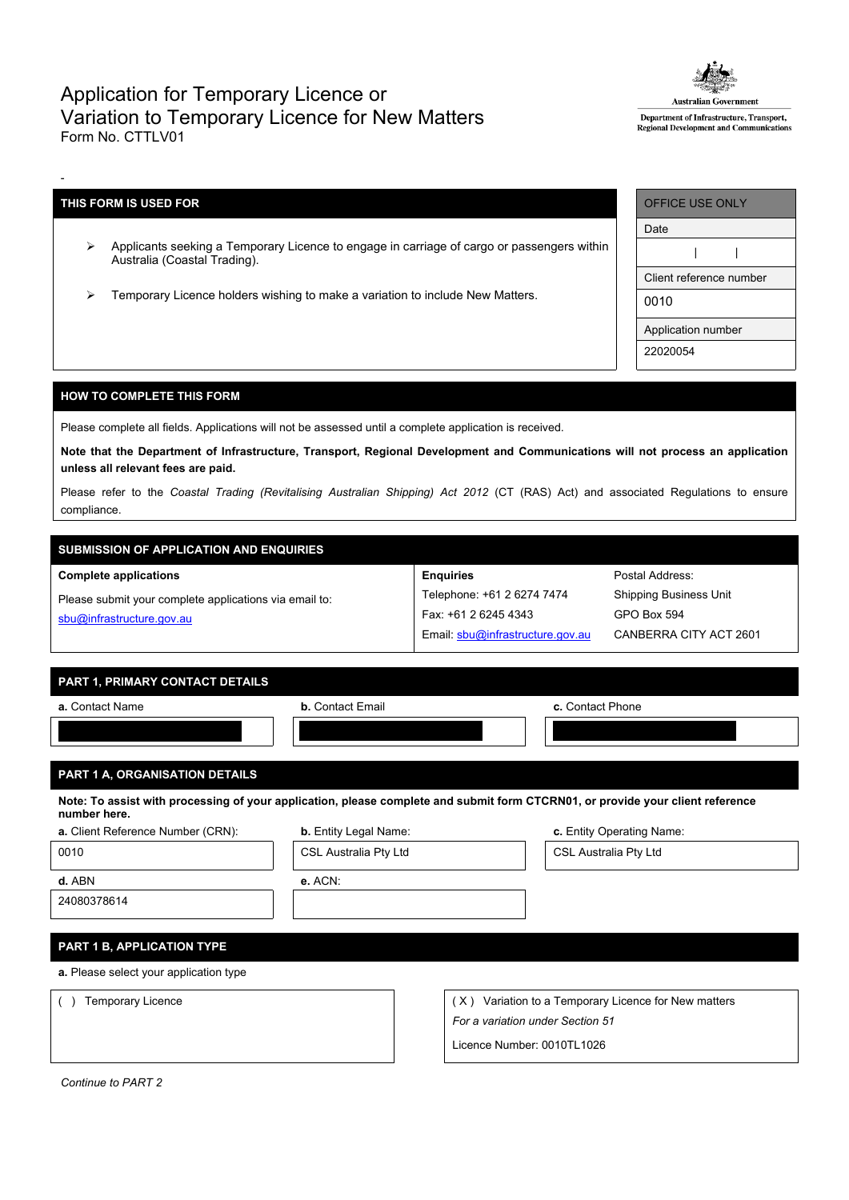# Application for Temporary Licence or Variation to Temporary Licence for New Matters

Form No. CTTLV01

Australian Government
Department of Infrastructure, Transport, Regional Development and Communications

-

| THIS FORM IS USED FOR |
|---|
| ➢ Applicants seeking a Temporary Licence to engage in carriage of cargo or passengers within Australia (Coastal Trading). |
| ➢ Temporary Licence holders wishing to make a variation to include New Matters. |

| OFFICE USE ONLY |
|---|
| Date |
| \| \| |
| Client reference number |
| 0010 |
| Application number |
| 22020054 |

## HOW TO COMPLETE THIS FORM

Please complete all fields. Applications will not be assessed until a complete application is received.

**Note that the Department of Infrastructure, Transport, Regional Development and Communications will not process an application unless all relevant fees are paid.**

Please refer to the *Coastal Trading (Revitalising Australian Shipping) Act 2012* (CT (RAS) Act) and associated Regulations to ensure compliance.

## SUBMISSION OF APPLICATION AND ENQUIRIES

| Complete applications | Enquiries | Postal Address: |
|---|---|---|
| Please submit your complete applications via email to: | Telephone: +61 2 6274 7474 | Shipping Business Unit |
| sbu@infrastructure.gov.au | Fax: +61 2 6245 4343 | GPO Box 594 |
| | Email: sbu@infrastructure.gov.au | CANBERRA CITY ACT 2601 |

## PART 1, PRIMARY CONTACT DETAILS

| a. Contact Name | b. Contact Email | c. Contact Phone |
|---|---|---|
| | | |

## PART 1 A, ORGANISATION DETAILS

**Note: To assist with processing of your application, please complete and submit form CTCRN01, or provide your client reference number here.**

| a. Client Reference Number (CRN): | b. Entity Legal Name: | c. Entity Operating Name: |
|---|---|---|
| 0010 | CSL Australia Pty Ltd | CSL Australia Pty Ltd |
| **d.** ABN | **e.** ACN: | |
| 24080378614 | | |

## PART 1 B, APPLICATION TYPE

a. Please select your application type

| ( ) Temporary Licence | ( X ) Variation to a Temporary Licence for New matters |
|---|---|
| | *For a variation under Section 51* |
| | Licence Number: 0010TL1026 |

*Continue to PART 2*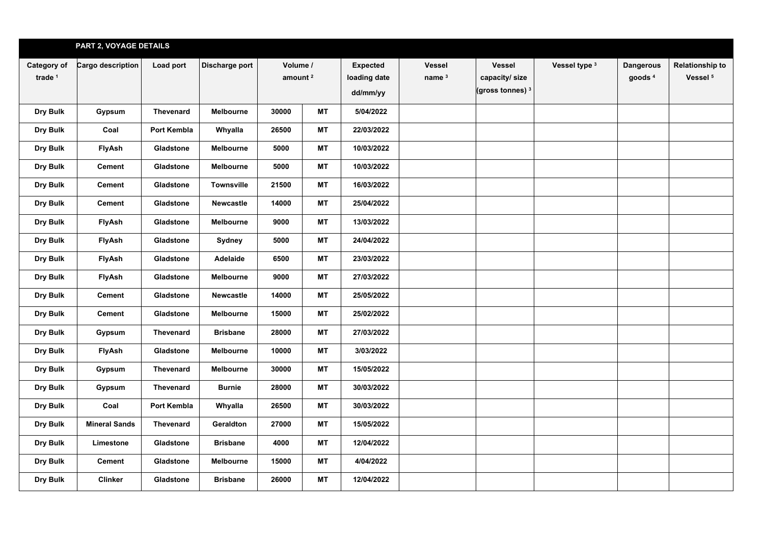## PART 2, VOYAGE DETAILS

| Category of trade [1] | Cargo description | Load port | Discharge port | Volume / amount [2] | | Expected loading date dd/mm/yy | Vessel name [3] | Vessel capacity/ size (gross tonnes) [3] | Vessel type [3] | Dangerous goods [4] | Relationship to Vessel [5] |
|---|---|---|---|---|---|---|---|---|---|---|---|
| Dry Bulk | Gypsum | Thevenard | Melbourne | 30000 | MT | 5/04/2022 | | | | | |
| Dry Bulk | Coal | Port Kembla | Whyalla | 26500 | MT | 22/03/2022 | | | | | |
| Dry Bulk | FlyAsh | Gladstone | Melbourne | 5000 | MT | 10/03/2022 | | | | | |
| Dry Bulk | Cement | Gladstone | Melbourne | 5000 | MT | 10/03/2022 | | | | | |
| Dry Bulk | Cement | Gladstone | Townsville | 21500 | MT | 16/03/2022 | | | | | |
| Dry Bulk | Cement | Gladstone | Newcastle | 14000 | MT | 25/04/2022 | | | | | |
| Dry Bulk | FlyAsh | Gladstone | Melbourne | 9000 | MT | 13/03/2022 | | | | | |
| Dry Bulk | FlyAsh | Gladstone | Sydney | 5000 | MT | 24/04/2022 | | | | | |
| Dry Bulk | FlyAsh | Gladstone | Adelaide | 6500 | MT | 23/03/2022 | | | | | |
| Dry Bulk | FlyAsh | Gladstone | Melbourne | 9000 | MT | 27/03/2022 | | | | | |
| Dry Bulk | Cement | Gladstone | Newcastle | 14000 | MT | 25/05/2022 | | | | | |
| Dry Bulk | Cement | Gladstone | Melbourne | 15000 | MT | 25/02/2022 | | | | | |
| Dry Bulk | Gypsum | Thevenard | Brisbane | 28000 | MT | 27/03/2022 | | | | | |
| Dry Bulk | FlyAsh | Gladstone | Melbourne | 10000 | MT | 3/03/2022 | | | | | |
| Dry Bulk | Gypsum | Thevenard | Melbourne | 30000 | MT | 15/05/2022 | | | | | |
| Dry Bulk | Gypsum | Thevenard | Burnie | 28000 | MT | 30/03/2022 | | | | | |
| Dry Bulk | Coal | Port Kembla | Whyalla | 26500 | MT | 30/03/2022 | | | | | |
| Dry Bulk | Mineral Sands | Thevenard | Geraldton | 27000 | MT | 15/05/2022 | | | | | |
| Dry Bulk | Limestone | Gladstone | Brisbane | 4000 | MT | 12/04/2022 | | | | | |
| Dry Bulk | Cement | Gladstone | Melbourne | 15000 | MT | 4/04/2022 | | | | | |
| Dry Bulk | Clinker | Gladstone | Brisbane | 26000 | MT | 12/04/2022 | | | | | |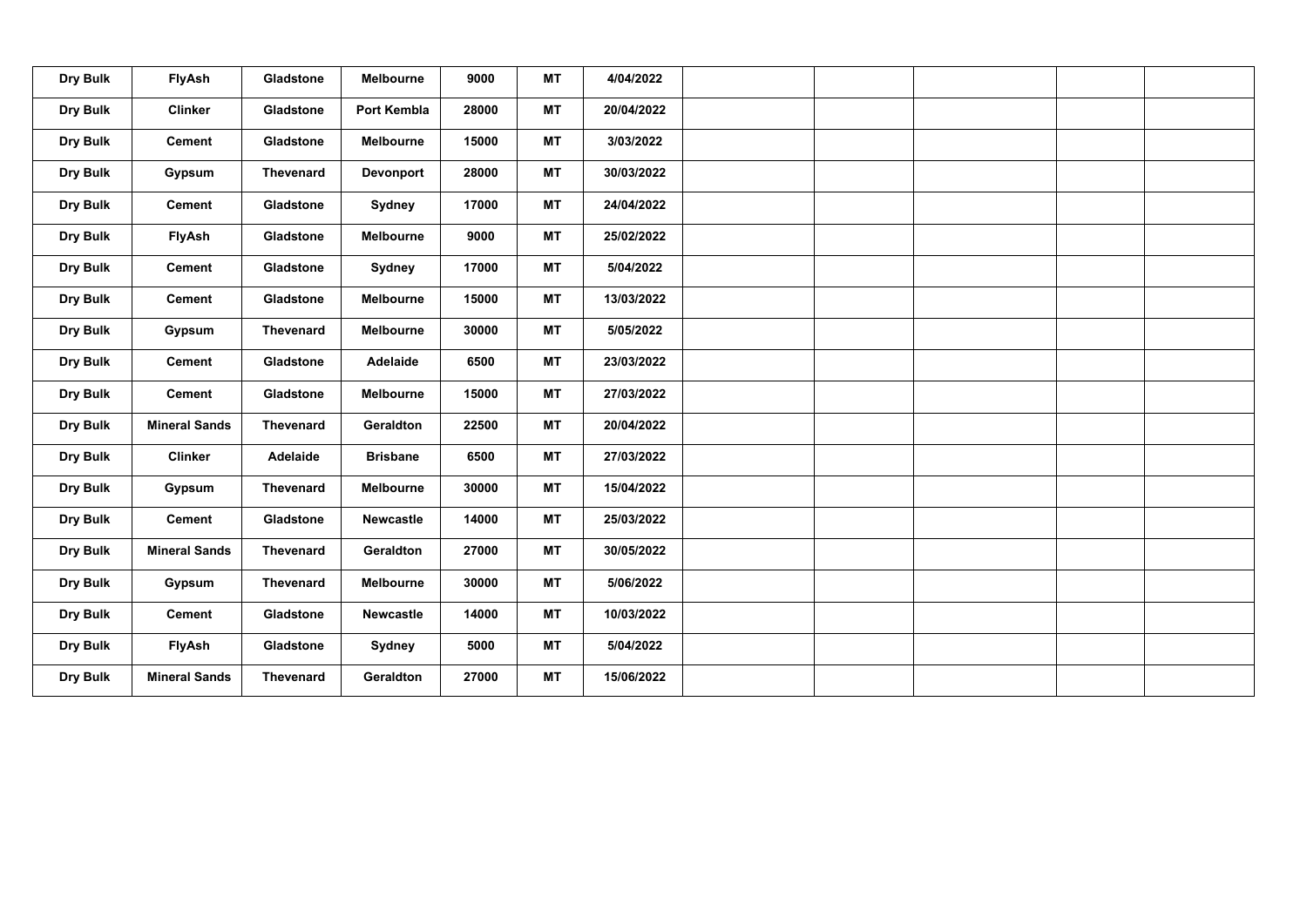| Dry Bulk | FlyAsh | Gladstone | Melbourne | 9000 | MT | 4/04/2022 | | | | | |
|---|---|---|---|---|---|---|---|---|---|---|---|
| Dry Bulk | Clinker | Gladstone | Port Kembla | 28000 | MT | 20/04/2022 | | | | | |
| Dry Bulk | Cement | Gladstone | Melbourne | 15000 | MT | 3/03/2022 | | | | | |
| Dry Bulk | Gypsum | Thevenard | Devonport | 28000 | MT | 30/03/2022 | | | | | |
| Dry Bulk | Cement | Gladstone | Sydney | 17000 | MT | 24/04/2022 | | | | | |
| Dry Bulk | FlyAsh | Gladstone | Melbourne | 9000 | MT | 25/02/2022 | | | | | |
| Dry Bulk | Cement | Gladstone | Sydney | 17000 | MT | 5/04/2022 | | | | | |
| Dry Bulk | Cement | Gladstone | Melbourne | 15000 | MT | 13/03/2022 | | | | | |
| Dry Bulk | Gypsum | Thevenard | Melbourne | 30000 | MT | 5/05/2022 | | | | | |
| Dry Bulk | Cement | Gladstone | Adelaide | 6500 | MT | 23/03/2022 | | | | | |
| Dry Bulk | Cement | Gladstone | Melbourne | 15000 | MT | 27/03/2022 | | | | | |
| Dry Bulk | Mineral Sands | Thevenard | Geraldton | 22500 | MT | 20/04/2022 | | | | | |
| Dry Bulk | Clinker | Adelaide | Brisbane | 6500 | MT | 27/03/2022 | | | | | |
| Dry Bulk | Gypsum | Thevenard | Melbourne | 30000 | MT | 15/04/2022 | | | | | |
| Dry Bulk | Cement | Gladstone | Newcastle | 14000 | MT | 25/03/2022 | | | | | |
| Dry Bulk | Mineral Sands | Thevenard | Geraldton | 27000 | MT | 30/05/2022 | | | | | |
| Dry Bulk | Gypsum | Thevenard | Melbourne | 30000 | MT | 5/06/2022 | | | | | |
| Dry Bulk | Cement | Gladstone | Newcastle | 14000 | MT | 10/03/2022 | | | | | |
| Dry Bulk | FlyAsh | Gladstone | Sydney | 5000 | MT | 5/04/2022 | | | | | |
| Dry Bulk | Mineral Sands | Thevenard | Geraldton | 27000 | MT | 15/06/2022 | | | | | |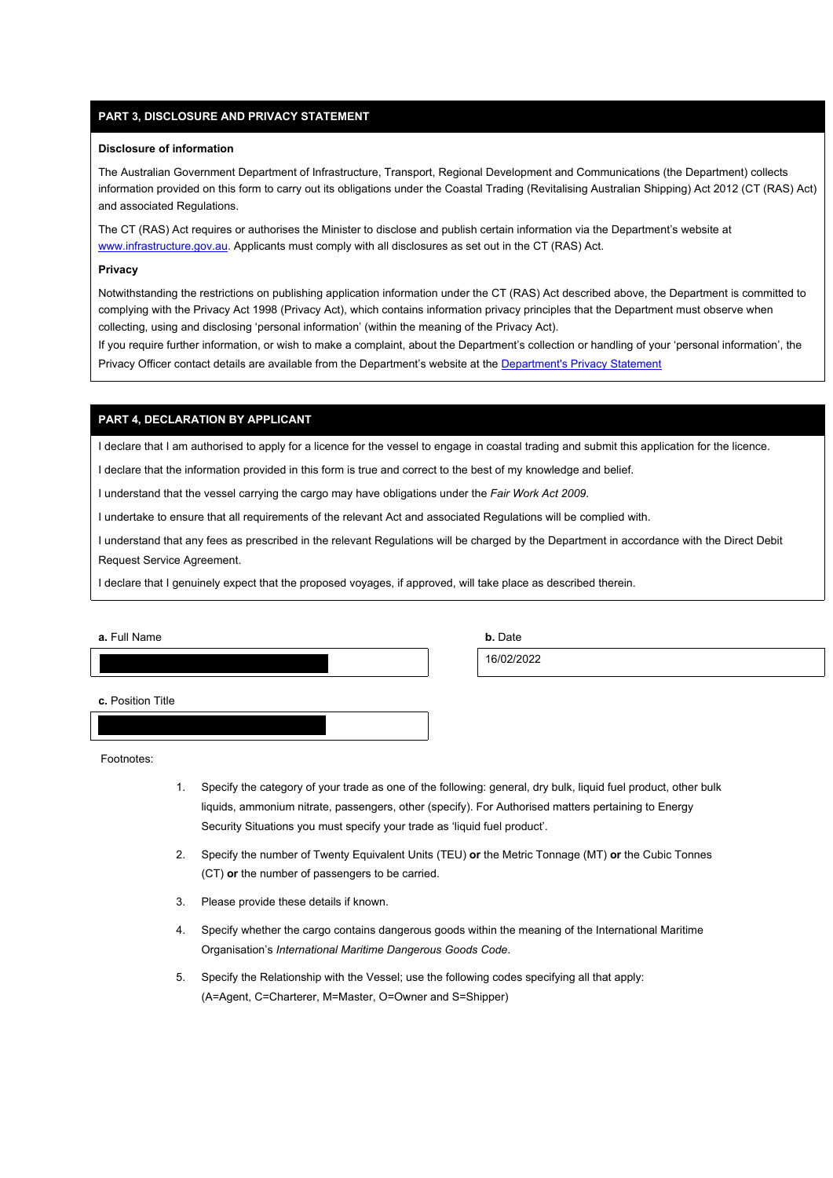## PART 3, DISCLOSURE AND PRIVACY STATEMENT

**Disclosure of information**

The Australian Government Department of Infrastructure, Transport, Regional Development and Communications (the Department) collects information provided on this form to carry out its obligations under the Coastal Trading (Revitalising Australian Shipping) Act 2012 (CT (RAS) Act) and associated Regulations.

The CT (RAS) Act requires or authorises the Minister to disclose and publish certain information via the Department's website at [www.infrastructure.gov.au](www.infrastructure.gov.au). Applicants must comply with all disclosures as set out in the CT (RAS) Act.

**Privacy**

Notwithstanding the restrictions on publishing application information under the CT (RAS) Act described above, the Department is committed to complying with the Privacy Act 1998 (Privacy Act), which contains information privacy principles that the Department must observe when collecting, using and disclosing 'personal information' (within the meaning of the Privacy Act).

If you require further information, or wish to make a complaint, about the Department's collection or handling of your 'personal information', the Privacy Officer contact details are available from the Department's website at the Department's Privacy Statement

## PART 4, DECLARATION BY APPLICANT

I declare that I am authorised to apply for a licence for the vessel to engage in coastal trading and submit this application for the licence.

I declare that the information provided in this form is true and correct to the best of my knowledge and belief.

I understand that the vessel carrying the cargo may have obligations under the *Fair Work Act 2009*.

I undertake to ensure that all requirements of the relevant Act and associated Regulations will be complied with.

I understand that any fees as prescribed in the relevant Regulations will be charged by the Department in accordance with the Direct Debit Request Service Agreement.

I declare that I genuinely expect that the proposed voyages, if approved, will take place as described therein.

**a.** Full Name

[REDACTED]

**b.** Date

16/02/2022

**c.** Position Title

[REDACTED]

Footnotes:

1. Specify the category of your trade as one of the following: general, dry bulk, liquid fuel product, other bulk liquids, ammonium nitrate, passengers, other (specify). For Authorised matters pertaining to Energy Security Situations you must specify your trade as 'liquid fuel product'.
2. Specify the number of Twenty Equivalent Units (TEU) **or** the Metric Tonnage (MT) **or** the Cubic Tonnes (CT) **or** the number of passengers to be carried.
3. Please provide these details if known.
4. Specify whether the cargo contains dangerous goods within the meaning of the International Maritime Organisation's *International Maritime Dangerous Goods Code*.
5. Specify the Relationship with the Vessel; use the following codes specifying all that apply: (A=Agent, C=Charterer, M=Master, O=Owner and S=Shipper)